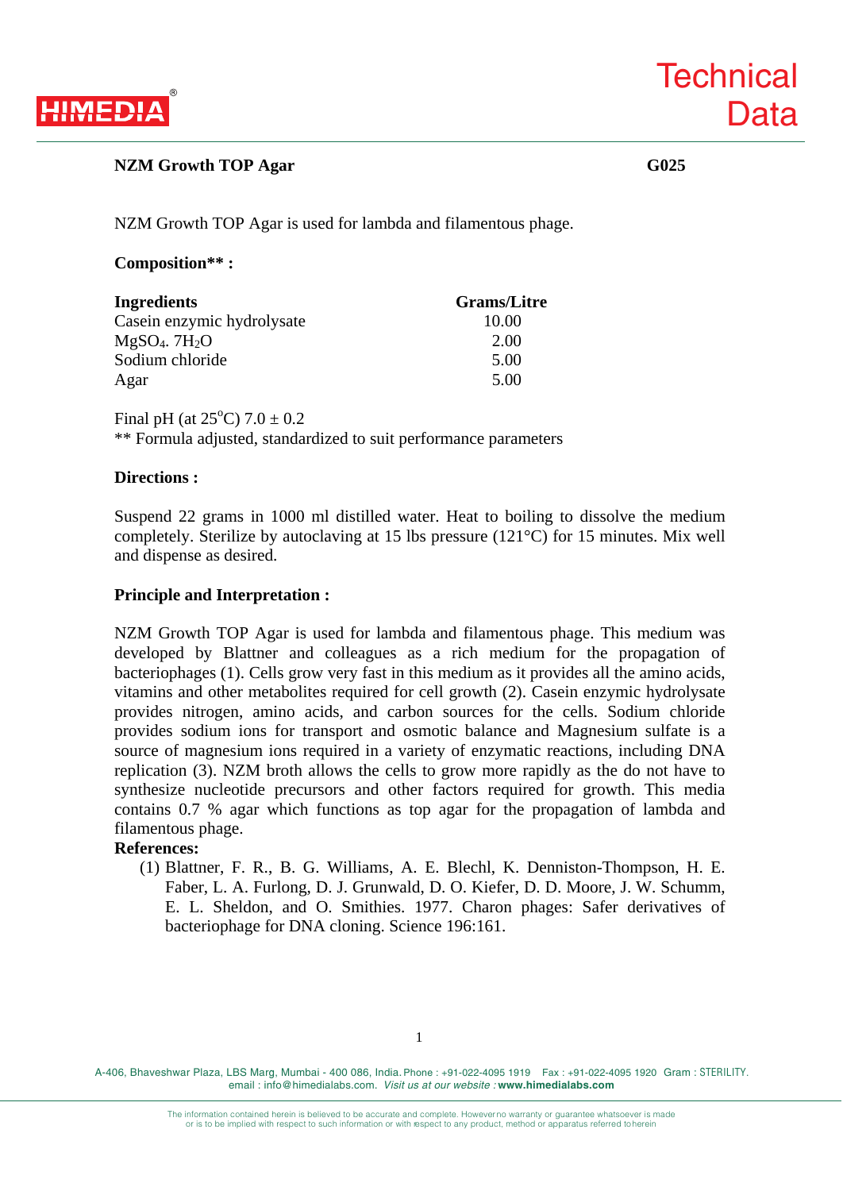Technical Data

## NZM Growth TOP Agar

**G025**

NZM Growth TOP Agar is used for lambda and filamentous phage.

**Composition\*\* :**

| Ingredients | Grams/Litre |
|---|---|
| Casein enzymic hydrolysate | 10.00 |
| $MgSO_4 . 7H_2O$ | 2.00 |
| Sodium chloride | 5.00 |
| Agar | 5.00 |

Final pH (at 25°C) 7.0 ± 0.2

** Formula adjusted, standardized to suit performance parameters

**Directions :**

Suspend 22 grams in 1000 ml distilled water. Heat to boiling to dissolve the medium completely. Sterilize by autoclaving at 15 lbs pressure (121°C) for 15 minutes. Mix well and dispense as desired.

**Principle and Interpretation :**

NZM Growth TOP Agar is used for lambda and filamentous phage. This medium was developed by Blattner and colleagues as a rich medium for the propagation of bacteriophages (1). Cells grow very fast in this medium as it provides all the amino acids, vitamins and other metabolites required for cell growth (2). Casein enzymic hydrolysate provides nitrogen, amino acids, and carbon sources for the cells. Sodium chloride provides sodium ions for transport and osmotic balance and Magnesium sulfate is a source of magnesium ions required in a variety of enzymatic reactions, including DNA replication (3). NZM broth allows the cells to grow more rapidly as the do not have to synthesize nucleotide precursors and other factors required for growth. This media contains 0.7 % agar which functions as top agar for the propagation of lambda and filamentous phage.

**References:**

(1) Blattner, F. R., B. G. Williams, A. E. Blechl, K. Denniston-Thompson, H. E. Faber, L. A. Furlong, D. J. Grunwald, D. O. Kiefer, D. D. Moore, J. W. Schumm, E. L. Sheldon, and O. Smithies. 1977. Charon phages: Safer derivatives of bacteriophage for DNA cloning. Science 196:161.

A-406, Bhaveshwar Plaza, LBS Marg, Mumbai - 400 086, India. Phone : +91-022-4095 1919 Fax : +91-022-4095 1920 Gram : STERILITY. email : info@himedialabs.com. *Visit us at our website :* **www.himedialabs.com**

The information contained herein is believed to be accurate and complete. However no warranty or guarantee whatsoever is made or is to be implied with respect to such information or with respect to any product, method or apparatus referred to herein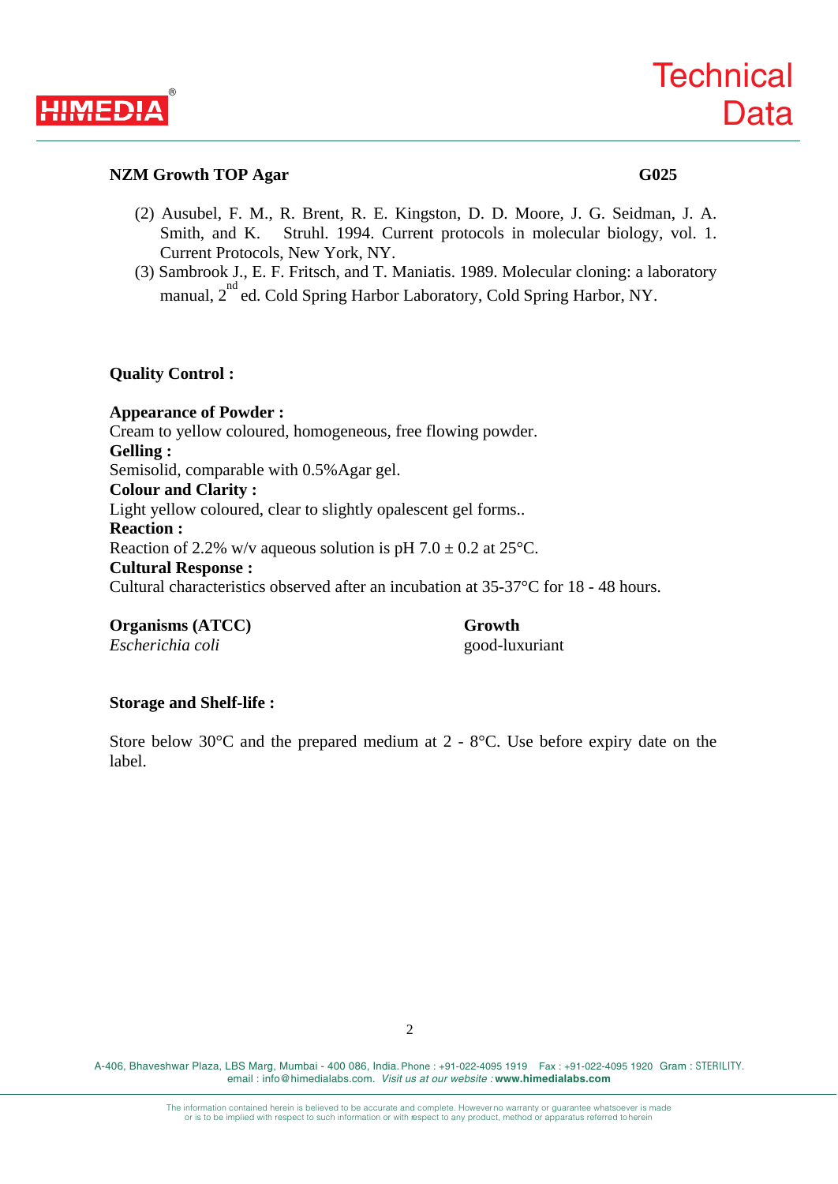**NZM Growth TOP Agar** **G025**

(2) Ausubel, F. M., R. Brent, R. E. Kingston, D. D. Moore, J. G. Seidman, J. A. Smith, and K. Struhl. 1994. Current protocols in molecular biology, vol. 1. Current Protocols, New York, NY.

(3) Sambrook J., E. F. Fritsch, and T. Maniatis. 1989. Molecular cloning: a laboratory manual, 2nd ed. Cold Spring Harbor Laboratory, Cold Spring Harbor, NY.

**Quality Control :**

**Appearance of Powder :**
Cream to yellow coloured, homogeneous, free flowing powder.

**Gelling :**
Semisolid, comparable with 0.5%Agar gel.

**Colour and Clarity :**
Light yellow coloured, clear to slightly opalescent gel forms..

**Reaction :**
Reaction of 2.2% w/v aqueous solution is pH 7.0 ± 0.2 at 25°C.

**Cultural Response :**
Cultural characteristics observed after an incubation at 35-37°C for 18 - 48 hours.

| **Organisms (ATCC)** | **Growth** |
|---|---|
| *Escherichia coli* | good-luxuriant |

**Storage and Shelf-life :**

Store below 30°C and the prepared medium at 2 - 8°C. Use before expiry date on the label.